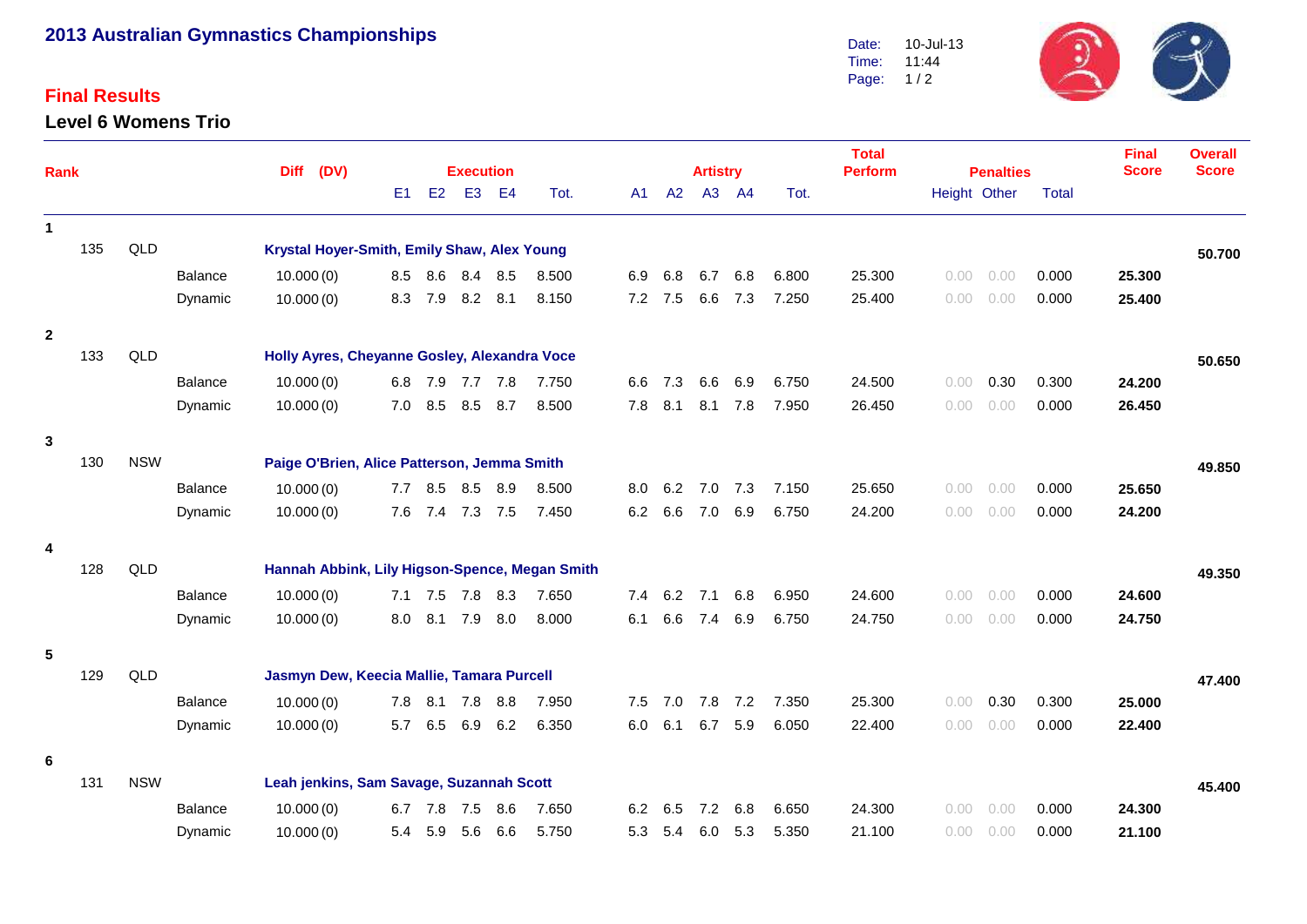# 2013 Australian Gymnastics Championships

Date: 10-Jul-13
Time: 11:44

## Final Results

### Level 6 Womens Trio

| Rank | No. | State | Apparatus | Diff (DV) | E1 | E2 | E3 | E4 | Execution Tot. | A1 | A2 | A3 | A4 | Artistry Tot. | Total Perform | Penalties Height | Penalties Other | Penalties Total | Final Score | Overall Score |
|---|---|---|---|---|---|---|---|---|---|---|---|---|---|---|---|---|---|---|---|---|
| 1 | 135 | QLD | **Krystal Hoyer-Smith, Emily Shaw, Alex Young** | | | | | | | | | | | | | | | | | **50.700** |
| | | | Balance | 10.000 (0) | 8.5 | 8.6 | 8.4 | 8.5 | 8.500 | 6.9 | 6.8 | 6.7 | 6.8 | 6.800 | 25.300 | 0.00 | 0.00 | 0.000 | **25.300** | |
| | | | Dynamic | 10.000 (0) | 8.3 | 7.9 | 8.2 | 8.1 | 8.150 | 7.2 | 7.5 | 6.6 | 7.3 | 7.250 | 25.400 | 0.00 | 0.00 | 0.000 | **25.400** | |
| 2 | 133 | QLD | **Holly Ayres, Cheyanne Gosley, Alexandra Voce** | | | | | | | | | | | | | | | | | **50.650** |
| | | | Balance | 10.000 (0) | 6.8 | 7.9 | 7.7 | 7.8 | 7.750 | 6.6 | 7.3 | 6.6 | 6.9 | 6.750 | 24.500 | 0.00 | 0.30 | 0.300 | **24.200** | |
| | | | Dynamic | 10.000 (0) | 7.0 | 8.5 | 8.5 | 8.7 | 8.500 | 7.8 | 8.1 | 8.1 | 7.8 | 7.950 | 26.450 | 0.00 | 0.00 | 0.000 | **26.450** | |
| 3 | 130 | NSW | **Paige O'Brien, Alice Patterson, Jemma Smith** | | | | | | | | | | | | | | | | | **49.850** |
| | | | Balance | 10.000 (0) | 7.7 | 8.5 | 8.5 | 8.9 | 8.500 | 8.0 | 6.2 | 7.0 | 7.3 | 7.150 | 25.650 | 0.00 | 0.00 | 0.000 | **25.650** | |
| | | | Dynamic | 10.000 (0) | 7.6 | 7.4 | 7.3 | 7.5 | 7.450 | 6.2 | 6.6 | 7.0 | 6.9 | 6.750 | 24.200 | 0.00 | 0.00 | 0.000 | **24.200** | |
| 4 | 128 | QLD | **Hannah Abbink, Lily Higson-Spence, Megan Smith** | | | | | | | | | | | | | | | | | **49.350** |
| | | | Balance | 10.000 (0) | 7.1 | 7.5 | 7.8 | 8.3 | 7.650 | 7.4 | 6.2 | 7.1 | 6.8 | 6.950 | 24.600 | 0.00 | 0.00 | 0.000 | **24.600** | |
| | | | Dynamic | 10.000 (0) | 8.0 | 8.1 | 7.9 | 8.0 | 8.000 | 6.1 | 6.6 | 7.4 | 6.9 | 6.750 | 24.750 | 0.00 | 0.00 | 0.000 | **24.750** | |
| 5 | 129 | QLD | **Jasmyn Dew, Keecia Mallie, Tamara Purcell** | | | | | | | | | | | | | | | | | **47.400** |
| | | | Balance | 10.000 (0) | 7.8 | 8.1 | 7.8 | 8.8 | 7.950 | 7.5 | 7.0 | 7.8 | 7.2 | 7.350 | 25.300 | 0.00 | 0.30 | 0.300 | **25.000** | |
| | | | Dynamic | 10.000 (0) | 5.7 | 6.5 | 6.9 | 6.2 | 6.350 | 6.0 | 6.1 | 6.7 | 5.9 | 6.050 | 22.400 | 0.00 | 0.00 | 0.000 | **22.400** | |
| 6 | 131 | NSW | **Leah jenkins, Sam Savage, Suzannah Scott** | | | | | | | | | | | | | | | | | **45.400** |
| | | | Balance | 10.000 (0) | 6.7 | 7.8 | 7.5 | 8.6 | 7.650 | 6.2 | 6.5 | 7.2 | 6.8 | 6.650 | 24.300 | 0.00 | 0.00 | 0.000 | **24.300** | |
| | | | Dynamic | 10.000 (0) | 5.4 | 5.9 | 5.6 | 6.6 | 5.750 | 5.3 | 5.4 | 6.0 | 5.3 | 5.350 | 21.100 | 0.00 | 0.00 | 0.000 | **21.100** | |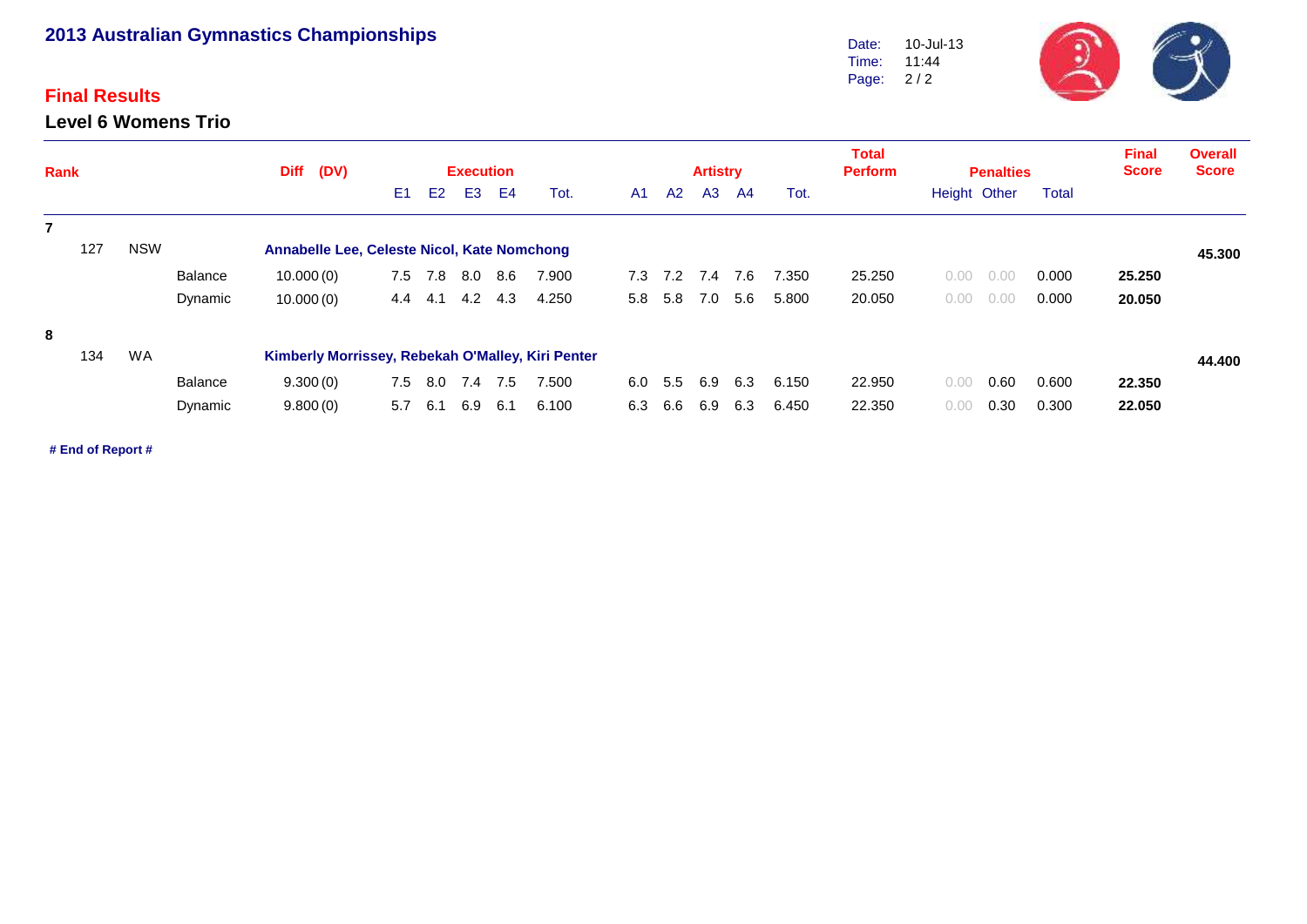## 2013 Australian Gymnastics Championships

Date: 10-Jul-13
Time: 11:44

### Final Results

### Level 6 Womens Trio

| Rank | | | | Diff (DV) | Execution E1 | E2 | E3 | E4 | Tot. | Artistry A1 | A2 | A3 | A4 | Tot. | Total Perform | Penalties Height | Other | Total | Final Score | Overall Score |
|---|---|---|---|---|---|---|---|---|---|---|---|---|---|---|---|---|---|---|---|---|
| 7 | | | | | | | | | | | | | | | | | | | | |
| | 127 | NSW | | Annabelle Lee, Celeste Nicol, Kate Nomchong | | | | | | | | | | | | | | | | 45.300 |
| | | | Balance | 10.000 (0) | 7.5 | 7.8 | 8.0 | 8.6 | 7.900 | 7.3 | 7.2 | 7.4 | 7.6 | 7.350 | 25.250 | 0.00 | 0.00 | 0.000 | 25.250 | |
| | | | Dynamic | 10.000 (0) | 4.4 | 4.1 | 4.2 | 4.3 | 4.250 | 5.8 | 5.8 | 7.0 | 5.6 | 5.800 | 20.050 | 0.00 | 0.00 | 0.000 | 20.050 | |
| 8 | | | | | | | | | | | | | | | | | | | | |
| | 134 | WA | | Kimberly Morrissey, Rebekah O'Malley, Kiri Penter | | | | | | | | | | | | | | | | 44.400 |
| | | | Balance | 9.300 (0) | 7.5 | 8.0 | 7.4 | 7.5 | 7.500 | 6.0 | 5.5 | 6.9 | 6.3 | 6.150 | 22.950 | 0.00 | 0.60 | 0.600 | 22.350 | |
| | | | Dynamic | 9.800 (0) | 5.7 | 6.1 | 6.9 | 6.1 | 6.100 | 6.3 | 6.6 | 6.9 | 6.3 | 6.450 | 22.350 | 0.00 | 0.30 | 0.300 | 22.050 | |

# End of Report #